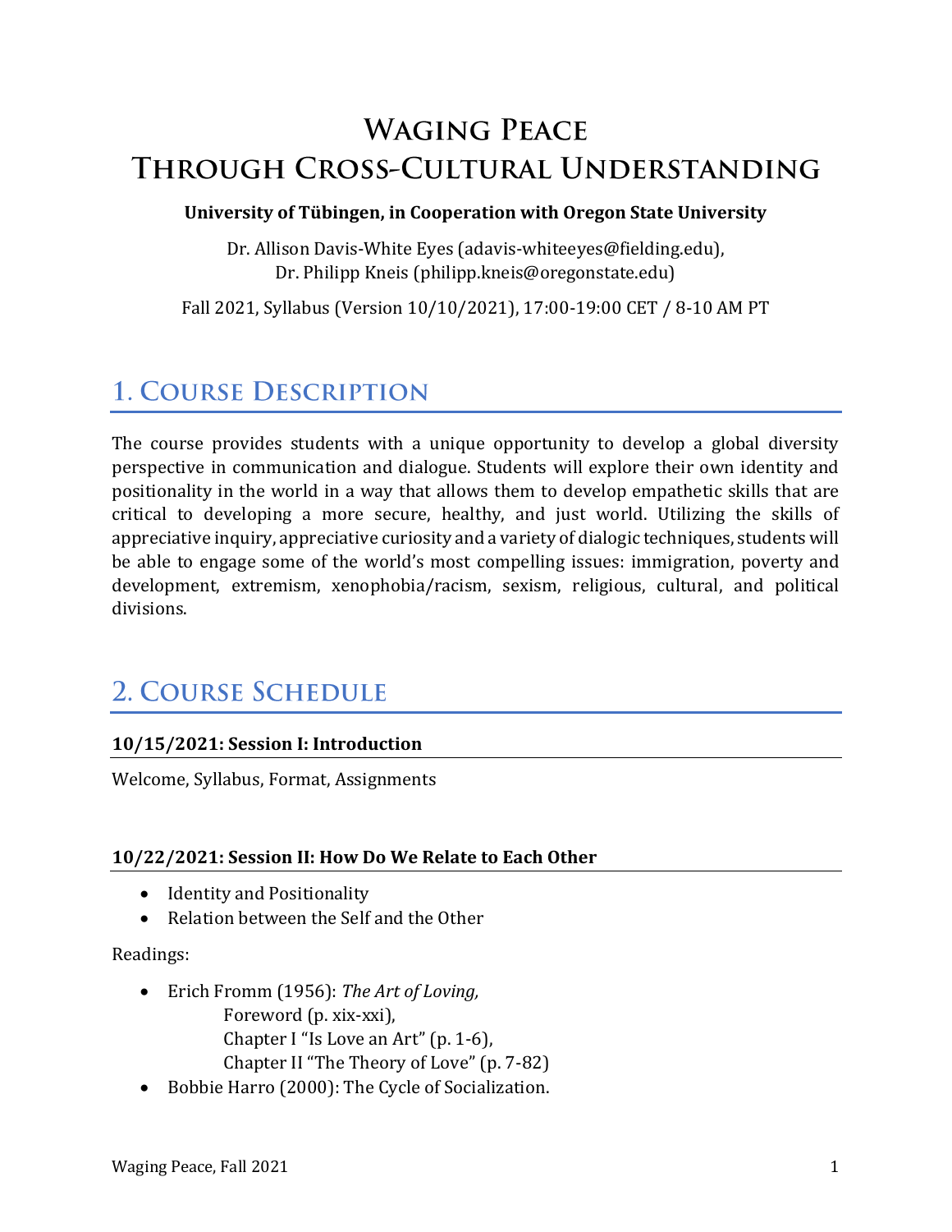# Waging Peace Through Cross-Cultural Understanding

**University of Tübingen, in Cooperation with Oregon State University**

Dr. Allison Davis-White Eyes (adavis-whiteeyes@fielding.edu),
Dr. Philipp Kneis (philipp.kneis@oregonstate.edu)

Fall 2021, Syllabus (Version 10/10/2021), 17:00-19:00 CET / 8-10 AM PT

## 1. Course Description

The course provides students with a unique opportunity to develop a global diversity perspective in communication and dialogue. Students will explore their own identity and positionality in the world in a way that allows them to develop empathetic skills that are critical to developing a more secure, healthy, and just world. Utilizing the skills of appreciative inquiry, appreciative curiosity and a variety of dialogic techniques, students will be able to engage some of the world's most compelling issues: immigration, poverty and development, extremism, xenophobia/racism, sexism, religious, cultural, and political divisions.

## 2. Course Schedule

### 10/15/2021: Session I: Introduction

Welcome, Syllabus, Format, Assignments

### 10/22/2021: Session II: How Do We Relate to Each Other

- Identity and Positionality
- Relation between the Self and the Other

Readings:

- Erich Fromm (1956): *The Art of Loving,*
  Foreword (p. xix-xxi),
  Chapter I "Is Love an Art" (p. 1-6),
  Chapter II "The Theory of Love" (p. 7-82)
- Bobbie Harro (2000): The Cycle of Socialization.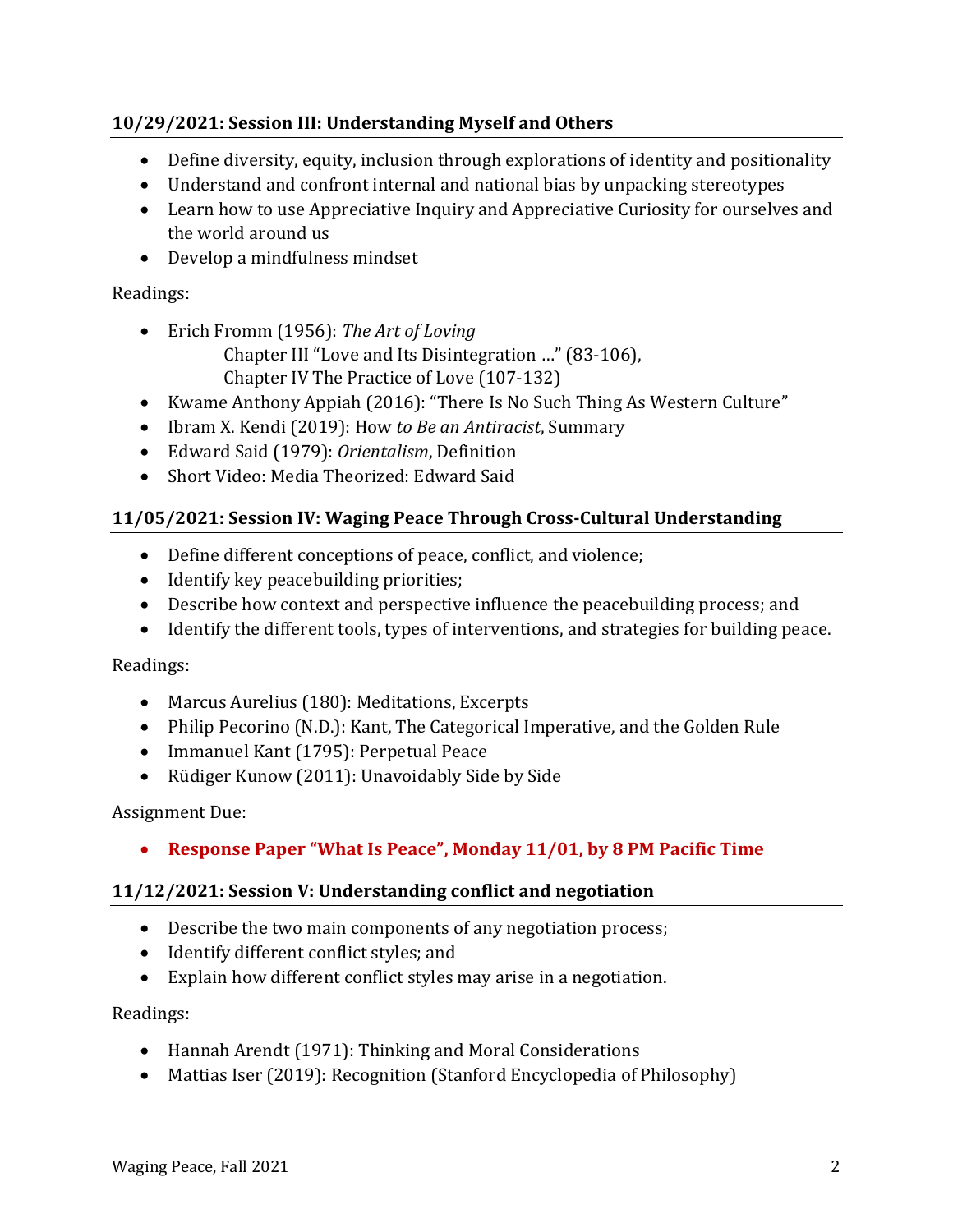### 10/29/2021: Session III: Understanding Myself and Others

- Define diversity, equity, inclusion through explorations of identity and positionality
- Understand and confront internal and national bias by unpacking stereotypes
- Learn how to use Appreciative Inquiry and Appreciative Curiosity for ourselves and the world around us
- Develop a mindfulness mindset

Readings:

- Erich Fromm (1956): *The Art of Loving*
  Chapter III "Love and Its Disintegration …" (83-106),
  Chapter IV The Practice of Love (107-132)
- Kwame Anthony Appiah (2016): "There Is No Such Thing As Western Culture"
- Ibram X. Kendi (2019): How *to Be an Antiracist*, Summary
- Edward Said (1979): *Orientalism*, Definition
- Short Video: Media Theorized: Edward Said

### 11/05/2021: Session IV: Waging Peace Through Cross-Cultural Understanding

- Define different conceptions of peace, conflict, and violence;
- Identify key peacebuilding priorities;
- Describe how context and perspective influence the peacebuilding process; and
- Identify the different tools, types of interventions, and strategies for building peace.

Readings:

- Marcus Aurelius (180): Meditations, Excerpts
- Philip Pecorino (N.D.): Kant, The Categorical Imperative, and the Golden Rule
- Immanuel Kant (1795): Perpetual Peace
- Rüdiger Kunow (2011): Unavoidably Side by Side

Assignment Due:

- **Response Paper "What Is Peace", Monday 11/01, by 8 PM Pacific Time**

### 11/12/2021: Session V: Understanding conflict and negotiation

- Describe the two main components of any negotiation process;
- Identify different conflict styles; and
- Explain how different conflict styles may arise in a negotiation.

Readings:

- Hannah Arendt (1971): Thinking and Moral Considerations
- Mattias Iser (2019): Recognition (Stanford Encyclopedia of Philosophy)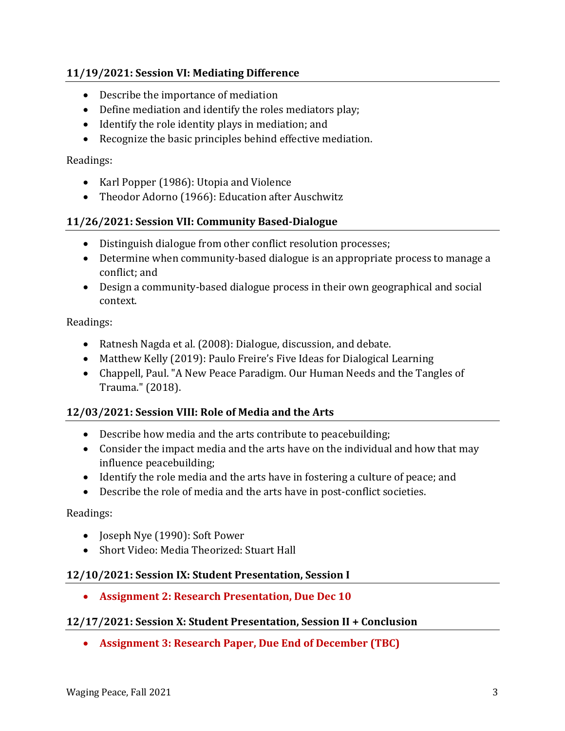### 11/19/2021: Session VI: Mediating Difference

- Describe the importance of mediation
- Define mediation and identify the roles mediators play;
- Identify the role identity plays in mediation; and
- Recognize the basic principles behind effective mediation.

Readings:

- Karl Popper (1986): Utopia and Violence
- Theodor Adorno (1966): Education after Auschwitz

### 11/26/2021: Session VII: Community Based-Dialogue

- Distinguish dialogue from other conflict resolution processes;
- Determine when community-based dialogue is an appropriate process to manage a conflict; and
- Design a community-based dialogue process in their own geographical and social context.

Readings:

- Ratnesh Nagda et al. (2008): Dialogue, discussion, and debate.
- Matthew Kelly (2019): Paulo Freire's Five Ideas for Dialogical Learning
- Chappell, Paul. "A New Peace Paradigm. Our Human Needs and the Tangles of Trauma." (2018).

### 12/03/2021: Session VIII: Role of Media and the Arts

- Describe how media and the arts contribute to peacebuilding;
- Consider the impact media and the arts have on the individual and how that may influence peacebuilding;
- Identify the role media and the arts have in fostering a culture of peace; and
- Describe the role of media and the arts have in post-conflict societies.

Readings:

- Joseph Nye (1990): Soft Power
- Short Video: Media Theorized: Stuart Hall

### 12/10/2021: Session IX: Student Presentation, Session I

- **Assignment 2: Research Presentation, Due Dec 10**

### 12/17/2021: Session X: Student Presentation, Session II + Conclusion

- **Assignment 3: Research Paper, Due End of December (TBC)**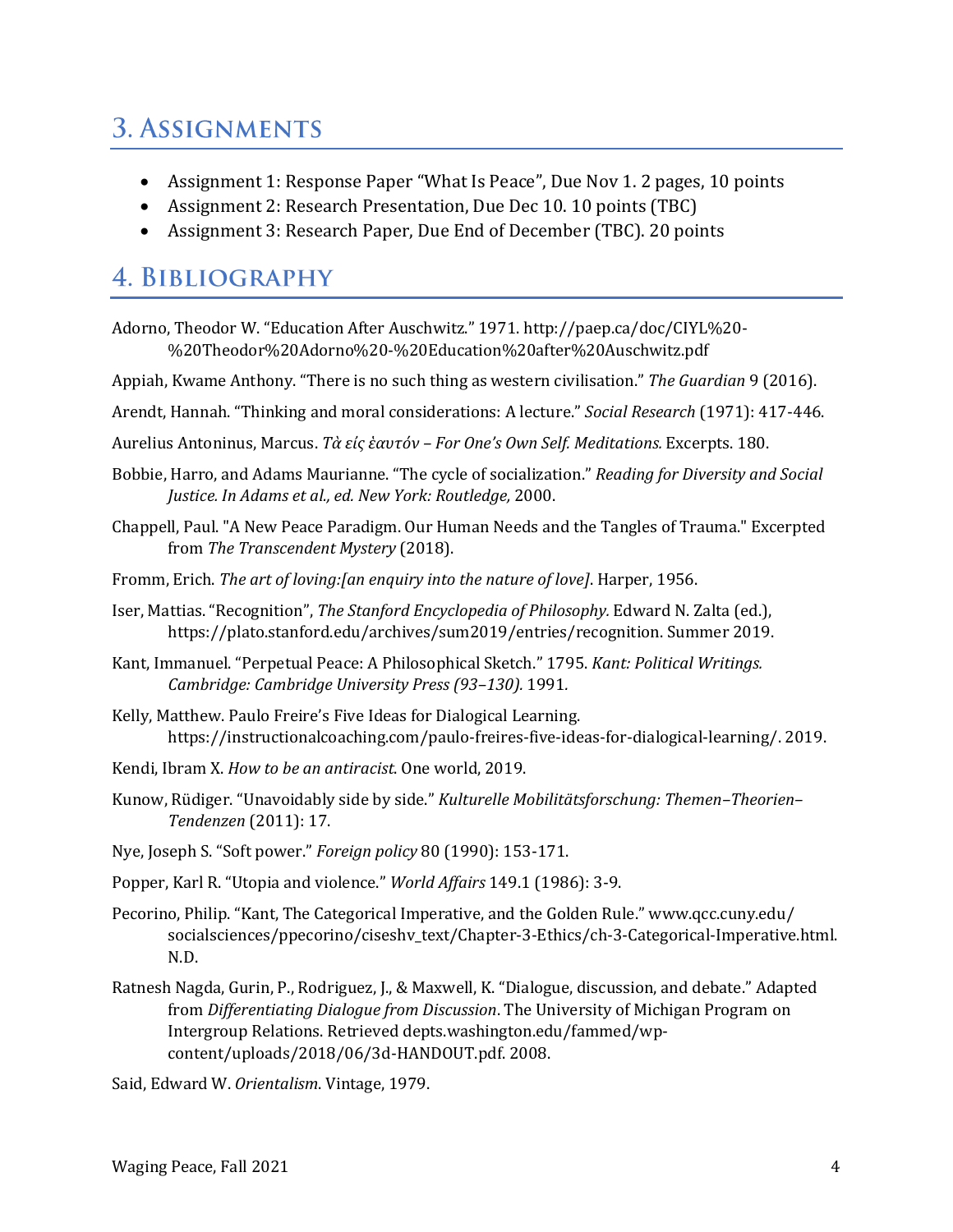## 3. Assignments

- Assignment 1: Response Paper "What Is Peace", Due Nov 1. 2 pages, 10 points
- Assignment 2: Research Presentation, Due Dec 10. 10 points (TBC)
- Assignment 3: Research Paper, Due End of December (TBC). 20 points

## 4. Bibliography

Adorno, Theodor W. "Education After Auschwitz." 1971. http://paep.ca/doc/CIYL%20-%20Theodor%20Adorno%20-%20Education%20after%20Auschwitz.pdf

Appiah, Kwame Anthony. "There is no such thing as western civilisation." *The Guardian* 9 (2016).

Arendt, Hannah. "Thinking and moral considerations: A lecture." *Social Research* (1971): 417-446.

Aurelius Antoninus, Marcus. *Τὰ εἰς ἑαυτόν – For One's Own Self. Meditations.* Excerpts. 180.

Bobbie, Harro, and Adams Maurianne. "The cycle of socialization." *Reading for Diversity and Social Justice. In Adams et al., ed. New York: Routledge,* 2000.

Chappell, Paul. "A New Peace Paradigm. Our Human Needs and the Tangles of Trauma." Excerpted from *The Transcendent Mystery* (2018).

Fromm, Erich. *The art of loving:[an enquiry into the nature of love]*. Harper, 1956.

Iser, Mattias. "Recognition", *The Stanford Encyclopedia of Philosophy.* Edward N. Zalta (ed.), https://plato.stanford.edu/archives/sum2019/entries/recognition. Summer 2019.

Kant, Immanuel. "Perpetual Peace: A Philosophical Sketch." 1795. *Kant: Political Writings. Cambridge: Cambridge University Press (93–130).* 1991*.*

Kelly, Matthew. Paulo Freire's Five Ideas for Dialogical Learning. https://instructionalcoaching.com/paulo-freires-five-ideas-for-dialogical-learning/. 2019.

Kendi, Ibram X. *How to be an antiracist*. One world, 2019.

Kunow, Rüdiger. "Unavoidably side by side." *Kulturelle Mobilitätsforschung: Themen–Theorien–Tendenzen* (2011): 17.

Nye, Joseph S. "Soft power." *Foreign policy* 80 (1990): 153-171.

Popper, Karl R. "Utopia and violence." *World Affairs* 149.1 (1986): 3-9.

Pecorino, Philip. "Kant, The Categorical Imperative, and the Golden Rule." www.qcc.cuny.edu/socialsciences/ppecorino/ciseshv_text/Chapter-3-Ethics/ch-3-Categorical-Imperative.html. N.D.

Ratnesh Nagda, Gurin, P., Rodriguez, J., & Maxwell, K. "Dialogue, discussion, and debate." Adapted from *Differentiating Dialogue from Discussion*. The University of Michigan Program on Intergroup Relations. Retrieved depts.washington.edu/fammed/wp-content/uploads/2018/06/3d-HANDOUT.pdf. 2008.

Said, Edward W. *Orientalism*. Vintage, 1979.